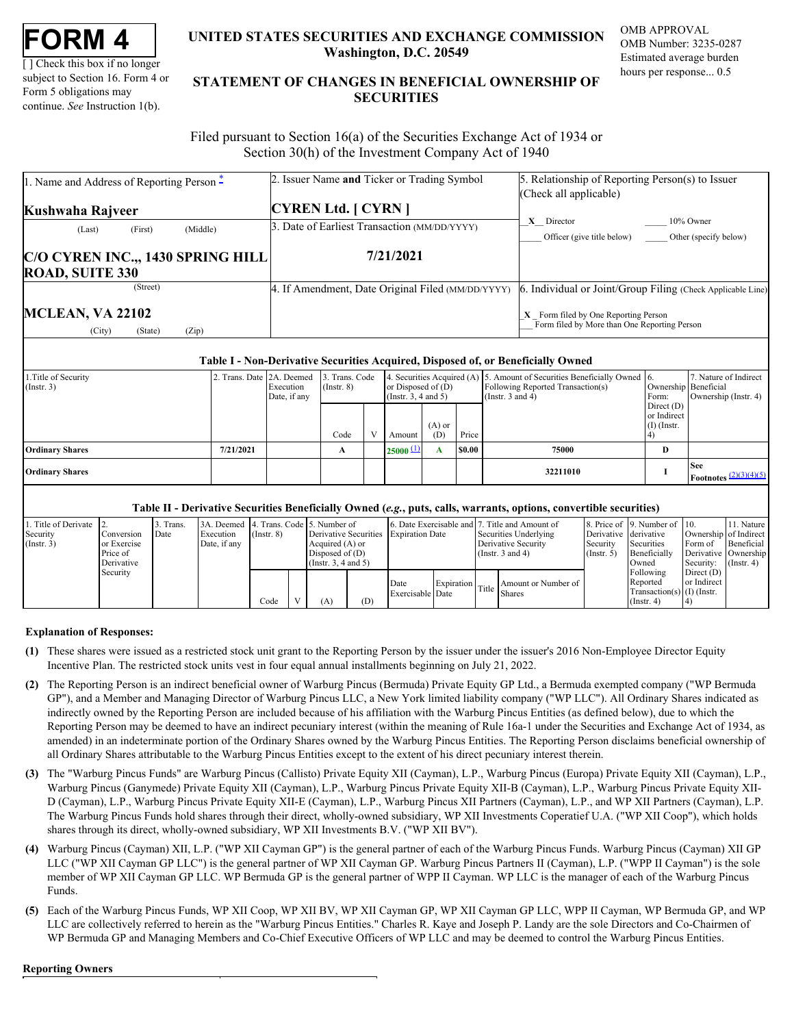# FORM 4

[ ] Check this box if no longer subject to Section 16. Form 4 or Form 5 obligations may continue. *See* Instruction 1(b).

**UNITED STATES SECURITIES AND EXCHANGE COMMISSION**
**Washington, D.C. 20549**

**STATEMENT OF CHANGES IN BENEFICIAL OWNERSHIP OF SECURITIES**

OMB APPROVAL
OMB Number: 3235-0287
Estimated average burden hours per response... 0.5

Filed pursuant to Section 16(a) of the Securities Exchange Act of 1934 or Section 30(h) of the Investment Company Act of 1940

| 1. Name and Address of Reporting Person * | 2. Issuer Name **and** Ticker or Trading Symbol | 5. Relationship of Reporting Person(s) to Issuer (Check all applicable) |
|---|---|---|
| **Kushwaha Rajveer** (Last) (First) (Middle) | **CYREN Ltd. [ CYRN ]** | X Director ___ 10% Owner |
| **C/O CYREN INC.,, 1430 SPRING HILL ROAD, SUITE 330** (Street) | 3. Date of Earliest Transaction (MM/DD/YYYY) **7/21/2021** | ___ Officer (give title below) ___ Other (specify below) |
| **MCLEAN, VA 22102** (City) (State) (Zip) | 4. If Amendment, Date Original Filed (MM/DD/YYYY) | 6. Individual or Joint/Group Filing (Check Applicable Line) _X_ Form filed by One Reporting Person ___ Form filed by More than One Reporting Person |

**Table I - Non-Derivative Securities Acquired, Disposed of, or Beneficially Owned**

| 1.Title of Security (Instr. 3) | 2. Trans. Date | 2A. Deemed Execution Date, if any | 3. Trans. Code (Instr. 8) | | 4. Securities Acquired (A) or Disposed of (D) (Instr. 3, 4 and 5) | | | 5. Amount of Securities Beneficially Owned Following Reported Transaction(s) (Instr. 3 and 4) | 6. Ownership Form: Direct (D) or Indirect (I) (Instr. 4) | 7. Nature of Indirect Beneficial Ownership (Instr. 4) |
|---|---|---|---|---|---|---|---|---|---|---|
| | | | Code | V | Amount | (A) or (D) | Price | | | |
| **Ordinary Shares** | **7/21/2021** | | **A** | | **25000** (1) | **A** | **$0.00** | **75000** | **D** | |
| **Ordinary Shares** | | | | | | | | **32211010** | **I** | **See Footnotes** (2)(3)(4)(5) |

**Table II - Derivative Securities Beneficially Owned (*e.g.*, puts, calls, warrants, options, convertible securities)**

| 1. Title of Derivate Security (Instr. 3) | 2. Conversion or Exercise Price of Derivative Security | 3. Trans. Date | 3A. Deemed Execution Date, if any | 4. Trans. Code (Instr. 8) | | 5. Number of Derivative Securities Acquired (A) or Disposed of (D) (Instr. 3, 4 and 5) | | 6. Date Exercisable and Expiration Date | | 7. Title and Amount of Securities Underlying Derivative Security (Instr. 3 and 4) | | 8. Price of Derivative Security (Instr. 5) | 9. Number of derivative Securities Beneficially Owned Following Reported Transaction(s) (Instr. 4) | 10. Ownership Form of Derivative Security: Direct (D) or Indirect (I) (Instr. 4) | 11. Nature of Indirect Beneficial Ownership (Instr. 4) |
|---|---|---|---|---|---|---|---|---|---|---|---|---|---|---|---|
| | | | | Code | V | (A) | (D) | Date Exercisable | Expiration Date | Title | Amount or Number of Shares | | | | |

**Explanation of Responses:**

**(1)** These shares were issued as a restricted stock unit grant to the Reporting Person by the issuer under the issuer's 2016 Non-Employee Director Equity Incentive Plan. The restricted stock units vest in four equal annual installments beginning on July 21, 2022.

**(2)** The Reporting Person is an indirect beneficial owner of Warburg Pincus (Bermuda) Private Equity GP Ltd., a Bermuda exempted company ("WP Bermuda GP"), and a Member and Managing Director of Warburg Pincus LLC, a New York limited liability company ("WP LLC"). All Ordinary Shares indicated as indirectly owned by the Reporting Person are included because of his affiliation with the Warburg Pincus Entities (as defined below), due to which the Reporting Person may be deemed to have an indirect pecuniary interest (within the meaning of Rule 16a-1 under the Securities and Exchange Act of 1934, as amended) in an indeterminate portion of the Ordinary Shares owned by the Warburg Pincus Entities. The Reporting Person disclaims beneficial ownership of all Ordinary Shares attributable to the Warburg Pincus Entities except to the extent of his direct pecuniary interest therein.

**(3)** The "Warburg Pincus Funds" are Warburg Pincus (Callisto) Private Equity XII (Cayman), L.P., Warburg Pincus (Europa) Private Equity XII (Cayman), L.P., Warburg Pincus (Ganymede) Private Equity XII (Cayman), L.P., Warburg Pincus Private Equity XII-B (Cayman), L.P., Warburg Pincus Private Equity XII-D (Cayman), L.P., Warburg Pincus Private Equity XII-E (Cayman), L.P., Warburg Pincus XII Partners (Cayman), L.P., and WP XII Partners (Cayman), L.P. The Warburg Pincus Funds hold shares through their direct, wholly-owned subsidiary, WP XII Investments Coperatief U.A. ("WP XII Coop"), which holds shares through its direct, wholly-owned subsidiary, WP XII Investments B.V. ("WP XII BV").

**(4)** Warburg Pincus (Cayman) XII, L.P. ("WP XII Cayman GP") is the general partner of each of the Warburg Pincus Funds. Warburg Pincus (Cayman) XII GP LLC ("WP XII Cayman GP LLC") is the general partner of WP XII Cayman GP. Warburg Pincus Partners II (Cayman), L.P. ("WPP II Cayman") is the sole member of WP XII Cayman GP LLC. WP Bermuda GP is the general partner of WPP II Cayman. WP LLC is the manager of each of the Warburg Pincus Funds.

**(5)** Each of the Warburg Pincus Funds, WP XII Coop, WP XII BV, WP XII Cayman GP, WP XII Cayman GP LLC, WPP II Cayman, WP Bermuda GP, and WP LLC are collectively referred to herein as the "Warburg Pincus Entities." Charles R. Kaye and Joseph P. Landy are the sole Directors and Co-Chairmen of WP Bermuda GP and Managing Members and Co-Chief Executive Officers of WP LLC and may be deemed to control the Warburg Pincus Entities.

**Reporting Owners**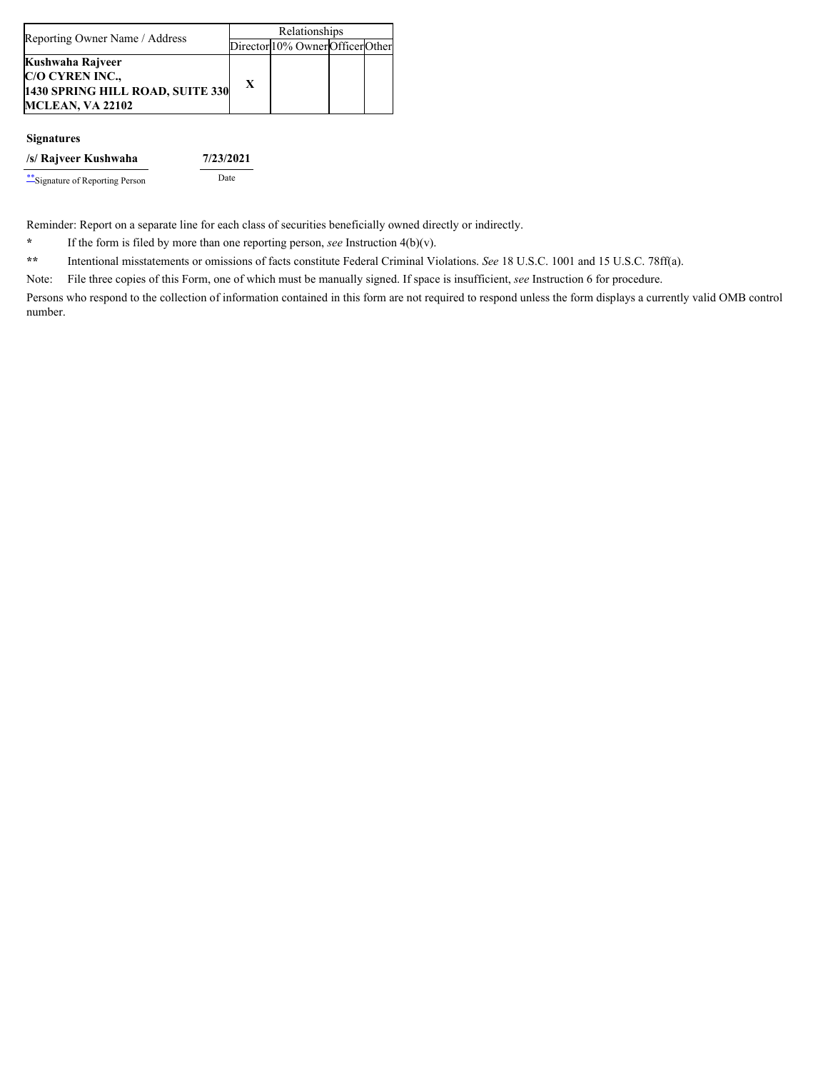| Reporting Owner Name / Address | Relationships | | | |
|---|---|---|---|---|
| | Director | 10% Owner | Officer | Other |
| **Kushwaha Rajveer**<br>**C/O CYREN INC.,**<br>**1430 SPRING HILL ROAD, SUITE 330**<br>**MCLEAN, VA 22102** | X | | | |

**Signatures**

| | |
|---|---|
| **/s/ Rajveer Kushwaha** | **7/23/2021** |
| ** Signature of Reporting Person | Date |

Reminder: Report on a separate line for each class of securities beneficially owned directly or indirectly.

\* If the form is filed by more than one reporting person, *see* Instruction 4(b)(v).

** Intentional misstatements or omissions of facts constitute Federal Criminal Violations. *See* 18 U.S.C. 1001 and 15 U.S.C. 78ff(a).

Note: File three copies of this Form, one of which must be manually signed. If space is insufficient, *see* Instruction 6 for procedure.

Persons who respond to the collection of information contained in this form are not required to respond unless the form displays a currently valid OMB control number.